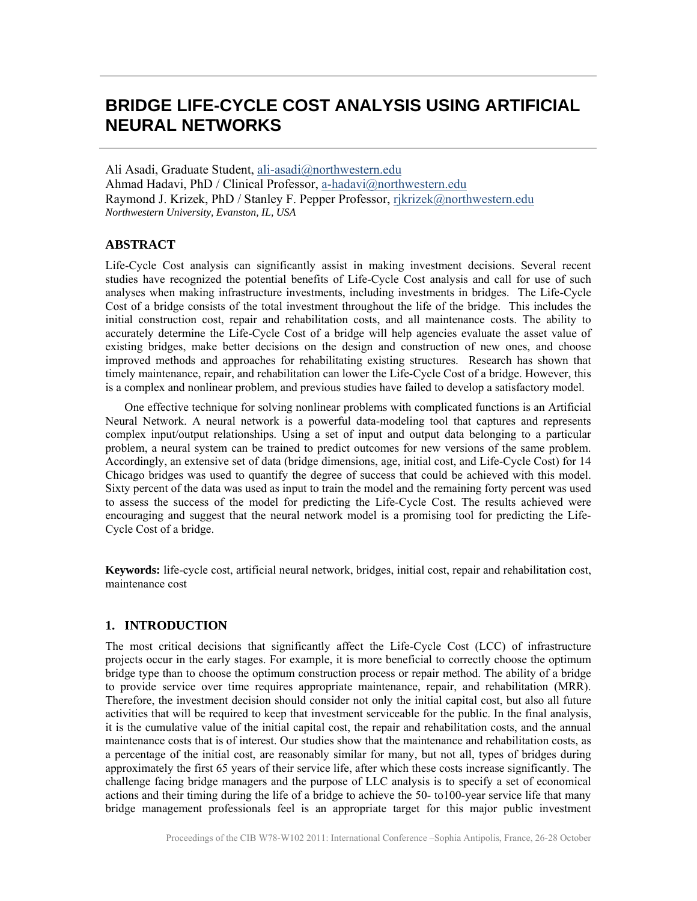# BRIDGE LIFE-CYCLE COST ANALYSIS USING ARTIFICIAL NEURAL NETWORKS

Ali Asadi, Graduate Student, ali-asadi@northwestern.edu
Ahmad Hadavi, PhD / Clinical Professor, a-hadavi@northwestern.edu
Raymond J. Krizek, PhD / Stanley F. Pepper Professor, rjkrizek@northwestern.edu
*Northwestern University, Evanston, IL, USA*

## ABSTRACT

Life-Cycle Cost analysis can significantly assist in making investment decisions. Several recent studies have recognized the potential benefits of Life-Cycle Cost analysis and call for use of such analyses when making infrastructure investments, including investments in bridges. The Life-Cycle Cost of a bridge consists of the total investment throughout the life of the bridge. This includes the initial construction cost, repair and rehabilitation costs, and all maintenance costs. The ability to accurately determine the Life-Cycle Cost of a bridge will help agencies evaluate the asset value of existing bridges, make better decisions on the design and construction of new ones, and choose improved methods and approaches for rehabilitating existing structures. Research has shown that timely maintenance, repair, and rehabilitation can lower the Life-Cycle Cost of a bridge. However, this is a complex and nonlinear problem, and previous studies have failed to develop a satisfactory model.

One effective technique for solving nonlinear problems with complicated functions is an Artificial Neural Network. A neural network is a powerful data-modeling tool that captures and represents complex input/output relationships. Using a set of input and output data belonging to a particular problem, a neural system can be trained to predict outcomes for new versions of the same problem. Accordingly, an extensive set of data (bridge dimensions, age, initial cost, and Life-Cycle Cost) for 14 Chicago bridges was used to quantify the degree of success that could be achieved with this model. Sixty percent of the data was used as input to train the model and the remaining forty percent was used to assess the success of the model for predicting the Life-Cycle Cost. The results achieved were encouraging and suggest that the neural network model is a promising tool for predicting the Life-Cycle Cost of a bridge.

**Keywords:** life-cycle cost, artificial neural network, bridges, initial cost, repair and rehabilitation cost, maintenance cost

## 1. INTRODUCTION

The most critical decisions that significantly affect the Life-Cycle Cost (LCC) of infrastructure projects occur in the early stages. For example, it is more beneficial to correctly choose the optimum bridge type than to choose the optimum construction process or repair method. The ability of a bridge to provide service over time requires appropriate maintenance, repair, and rehabilitation (MRR). Therefore, the investment decision should consider not only the initial capital cost, but also all future activities that will be required to keep that investment serviceable for the public. In the final analysis, it is the cumulative value of the initial capital cost, the repair and rehabilitation costs, and the annual maintenance costs that is of interest. Our studies show that the maintenance and rehabilitation costs, as a percentage of the initial cost, are reasonably similar for many, but not all, types of bridges during approximately the first 65 years of their service life, after which these costs increase significantly. The challenge facing bridge managers and the purpose of LLC analysis is to specify a set of economical actions and their timing during the life of a bridge to achieve the 50- to100-year service life that many bridge management professionals feel is an appropriate target for this major public investment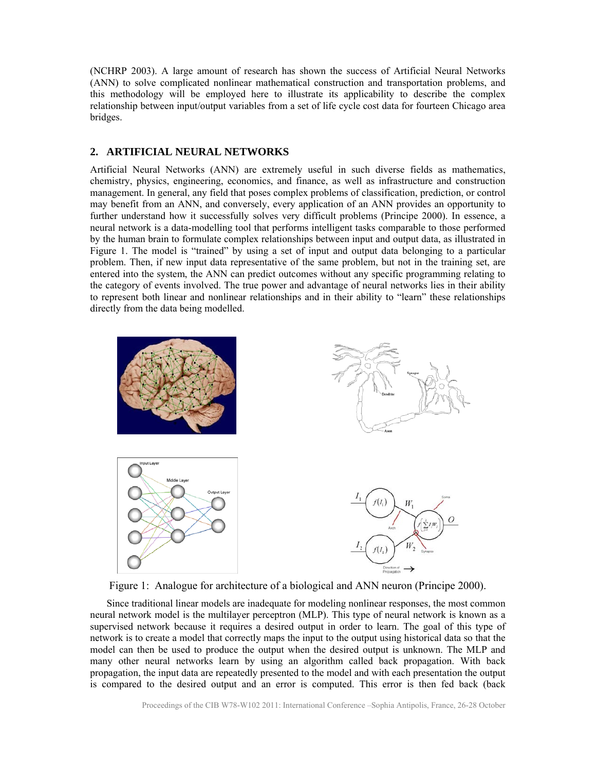(NCHRP 2003). A large amount of research has shown the success of Artificial Neural Networks (ANN) to solve complicated nonlinear mathematical construction and transportation problems, and this methodology will be employed here to illustrate its applicability to describe the complex relationship between input/output variables from a set of life cycle cost data for fourteen Chicago area bridges.

## 2. ARTIFICIAL NEURAL NETWORKS

Artificial Neural Networks (ANN) are extremely useful in such diverse fields as mathematics, chemistry, physics, engineering, economics, and finance, as well as infrastructure and construction management. In general, any field that poses complex problems of classification, prediction, or control may benefit from an ANN, and conversely, every application of an ANN provides an opportunity to further understand how it successfully solves very difficult problems (Principe 2000). In essence, a neural network is a data-modelling tool that performs intelligent tasks comparable to those performed by the human brain to formulate complex relationships between input and output data, as illustrated in Figure 1. The model is "trained" by using a set of input and output data belonging to a particular problem. Then, if new input data representative of the same problem, but not in the training set, are entered into the system, the ANN can predict outcomes without any specific programming relating to the category of events involved. The true power and advantage of neural networks lies in their ability to represent both linear and nonlinear relationships and in their ability to "learn" these relationships directly from the data being modelled.

Figure 1: Analogue for architecture of a biological and ANN neuron (Principe 2000).

Since traditional linear models are inadequate for modeling nonlinear responses, the most common neural network model is the multilayer perceptron (MLP). This type of neural network is known as a supervised network because it requires a desired output in order to learn. The goal of this type of network is to create a model that correctly maps the input to the output using historical data so that the model can then be used to produce the output when the desired output is unknown. The MLP and many other neural networks learn by using an algorithm called back propagation. With back propagation, the input data are repeatedly presented to the model and with each presentation the output is compared to the desired output and an error is computed. This error is then fed back (back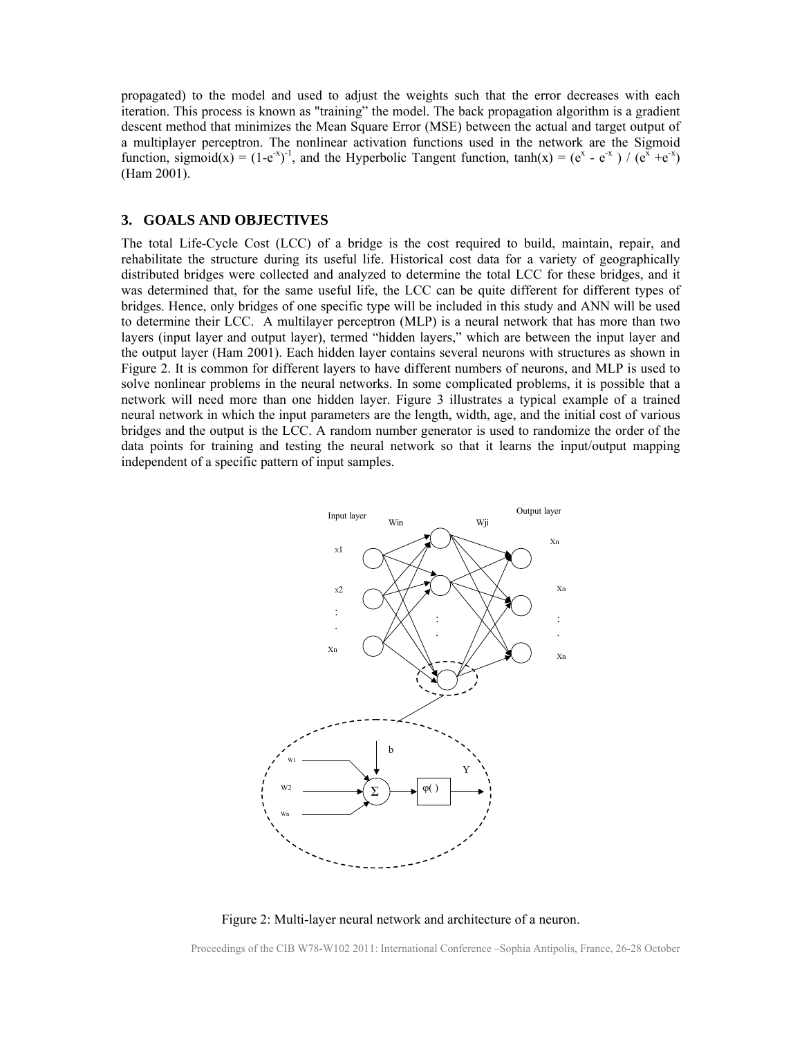propagated) to the model and used to adjust the weights such that the error decreases with each iteration. This process is known as "training" the model. The back propagation algorithm is a gradient descent method that minimizes the Mean Square Error (MSE) between the actual and target output of a multiplayer perceptron. The nonlinear activation functions used in the network are the Sigmoid function, sigmoid(x) = $(1-e^{-x})^{-1}$, and the Hyperbolic Tangent function, tanh(x) = $(e^{x} - e^{-x}) / (e^{x} + e^{-x})$ (Ham 2001).

## 3. GOALS AND OBJECTIVES

The total Life-Cycle Cost (LCC) of a bridge is the cost required to build, maintain, repair, and rehabilitate the structure during its useful life. Historical cost data for a variety of geographically distributed bridges were collected and analyzed to determine the total LCC for these bridges, and it was determined that, for the same useful life, the LCC can be quite different for different types of bridges. Hence, only bridges of one specific type will be included in this study and ANN will be used to determine their LCC. A multilayer perceptron (MLP) is a neural network that has more than two layers (input layer and output layer), termed "hidden layers," which are between the input layer and the output layer (Ham 2001). Each hidden layer contains several neurons with structures as shown in Figure 2. It is common for different layers to have different numbers of neurons, and MLP is used to solve nonlinear problems in the neural networks. In some complicated problems, it is possible that a network will need more than one hidden layer. Figure 3 illustrates a typical example of a trained neural network in which the input parameters are the length, width, age, and the initial cost of various bridges and the output is the LCC. A random number generator is used to randomize the order of the data points for training and testing the neural network so that it learns the input/output mapping independent of a specific pattern of input samples.

Figure 2: Multi-layer neural network and architecture of a neuron.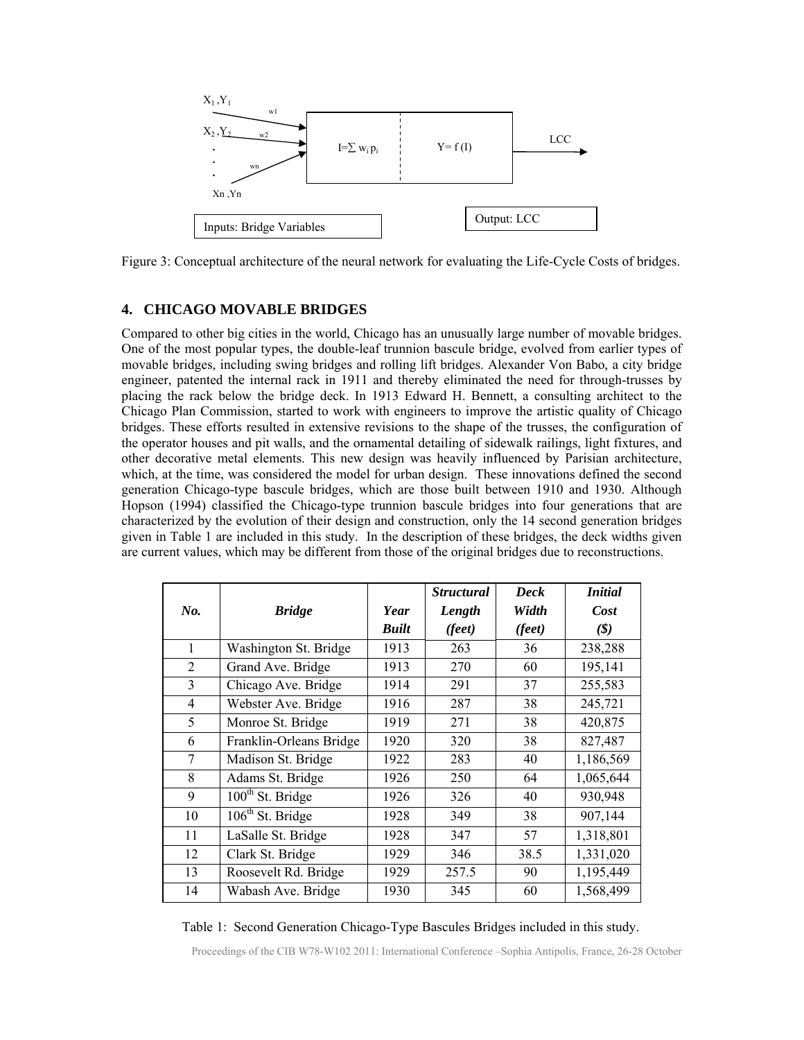Figure 3: Conceptual architecture of the neural network for evaluating the Life-Cycle Costs of bridges.

## 4. CHICAGO MOVABLE BRIDGES

Compared to other big cities in the world, Chicago has an unusually large number of movable bridges. One of the most popular types, the double-leaf trunnion bascule bridge, evolved from earlier types of movable bridges, including swing bridges and rolling lift bridges. Alexander Von Babo, a city bridge engineer, patented the internal rack in 1911 and thereby eliminated the need for through-trusses by placing the rack below the bridge deck. In 1913 Edward H. Bennett, a consulting architect to the Chicago Plan Commission, started to work with engineers to improve the artistic quality of Chicago bridges. These efforts resulted in extensive revisions to the shape of the trusses, the configuration of the operator houses and pit walls, and the ornamental detailing of sidewalk railings, light fixtures, and other decorative metal elements. This new design was heavily influenced by Parisian architecture, which, at the time, was considered the model for urban design. These innovations defined the second generation Chicago-type bascule bridges, which are those built between 1910 and 1930. Although Hopson (1994) classified the Chicago-type trunnion bascule bridges into four generations that are characterized by the evolution of their design and construction, only the 14 second generation bridges given in Table 1 are included in this study. In the description of these bridges, the deck widths given are current values, which may be different from those of the original bridges due to reconstructions.

| *No.* | *Bridge* | *Year Built* | *Structural Length (feet)* | *Deck Width (feet)* | *Initial Cost ($)* |
|---|---|---|---|---|---|
| 1 | Washington St. Bridge | 1913 | 263 | 36 | 238,288 |
| 2 | Grand Ave. Bridge | 1913 | 270 | 60 | 195,141 |
| 3 | Chicago Ave. Bridge | 1914 | 291 | 37 | 255,583 |
| 4 | Webster Ave. Bridge | 1916 | 287 | 38 | 245,721 |
| 5 | Monroe St. Bridge | 1919 | 271 | 38 | 420,875 |
| 6 | Franklin-Orleans Bridge | 1920 | 320 | 38 | 827,487 |
| 7 | Madison St. Bridge | 1922 | 283 | 40 | 1,186,569 |
| 8 | Adams St. Bridge | 1926 | 250 | 64 | 1,065,644 |
| 9 | 100th St. Bridge | 1926 | 326 | 40 | 930,948 |
| 10 | 106th St. Bridge | 1928 | 349 | 38 | 907,144 |
| 11 | LaSalle St. Bridge | 1928 | 347 | 57 | 1,318,801 |
| 12 | Clark St. Bridge | 1929 | 346 | 38.5 | 1,331,020 |
| 13 | Roosevelt Rd. Bridge | 1929 | 257.5 | 90 | 1,195,449 |
| 14 | Wabash Ave. Bridge | 1930 | 345 | 60 | 1,568,499 |

Table 1: Second Generation Chicago-Type Bascules Bridges included in this study.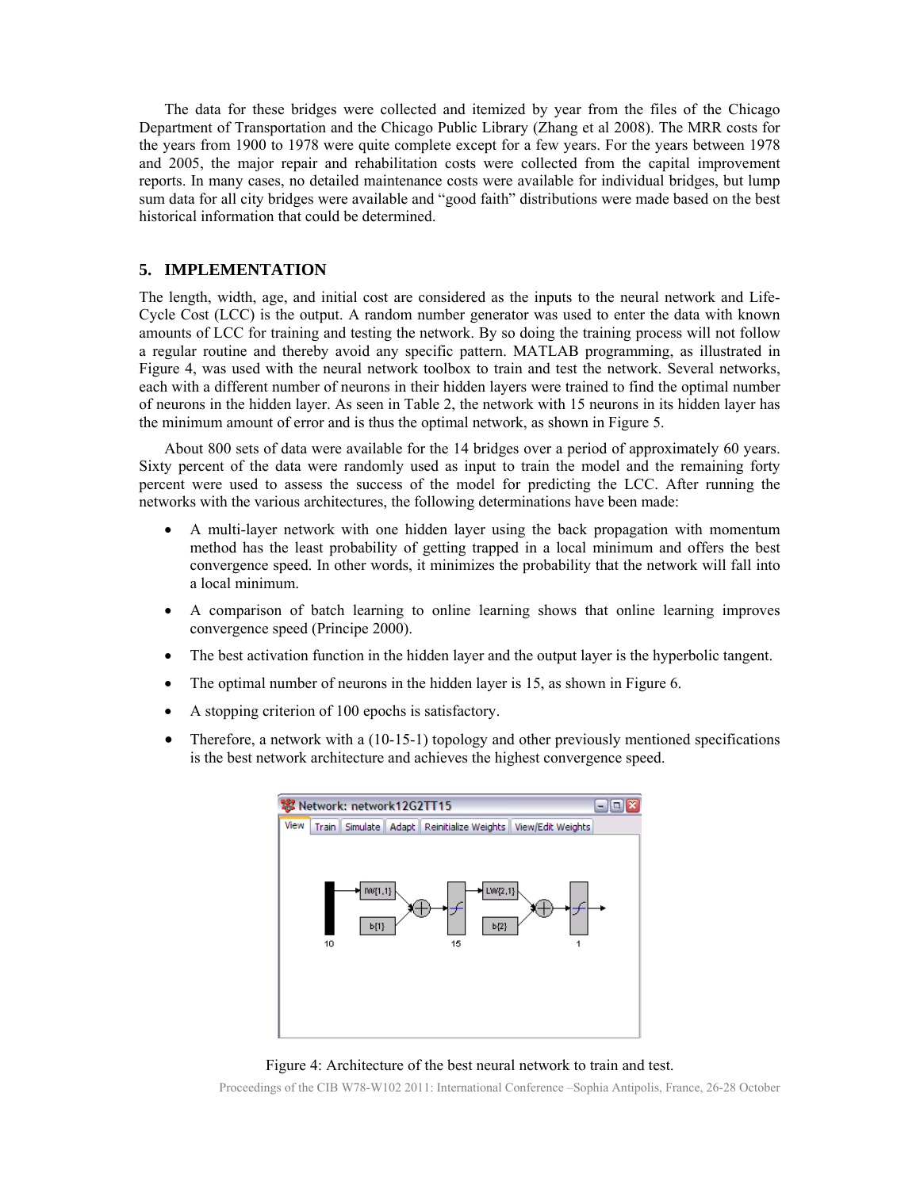The data for these bridges were collected and itemized by year from the files of the Chicago Department of Transportation and the Chicago Public Library (Zhang et al 2008). The MRR costs for the years from 1900 to 1978 were quite complete except for a few years. For the years between 1978 and 2005, the major repair and rehabilitation costs were collected from the capital improvement reports. In many cases, no detailed maintenance costs were available for individual bridges, but lump sum data for all city bridges were available and "good faith" distributions were made based on the best historical information that could be determined.

## 5. IMPLEMENTATION

The length, width, age, and initial cost are considered as the inputs to the neural network and Life-Cycle Cost (LCC) is the output. A random number generator was used to enter the data with known amounts of LCC for training and testing the network. By so doing the training process will not follow a regular routine and thereby avoid any specific pattern. MATLAB programming, as illustrated in Figure 4, was used with the neural network toolbox to train and test the network. Several networks, each with a different number of neurons in their hidden layers were trained to find the optimal number of neurons in the hidden layer. As seen in Table 2, the network with 15 neurons in its hidden layer has the minimum amount of error and is thus the optimal network, as shown in Figure 5.

About 800 sets of data were available for the 14 bridges over a period of approximately 60 years. Sixty percent of the data were randomly used as input to train the model and the remaining forty percent were used to assess the success of the model for predicting the LCC. After running the networks with the various architectures, the following determinations have been made:

- A multi-layer network with one hidden layer using the back propagation with momentum method has the least probability of getting trapped in a local minimum and offers the best convergence speed. In other words, it minimizes the probability that the network will fall into a local minimum.
- A comparison of batch learning to online learning shows that online learning improves convergence speed (Principe 2000).
- The best activation function in the hidden layer and the output layer is the hyperbolic tangent.
- The optimal number of neurons in the hidden layer is 15, as shown in Figure 6.
- A stopping criterion of 100 epochs is satisfactory.
- Therefore, a network with a (10-15-1) topology and other previously mentioned specifications is the best network architecture and achieves the highest convergence speed.

Figure 4: Architecture of the best neural network to train and test.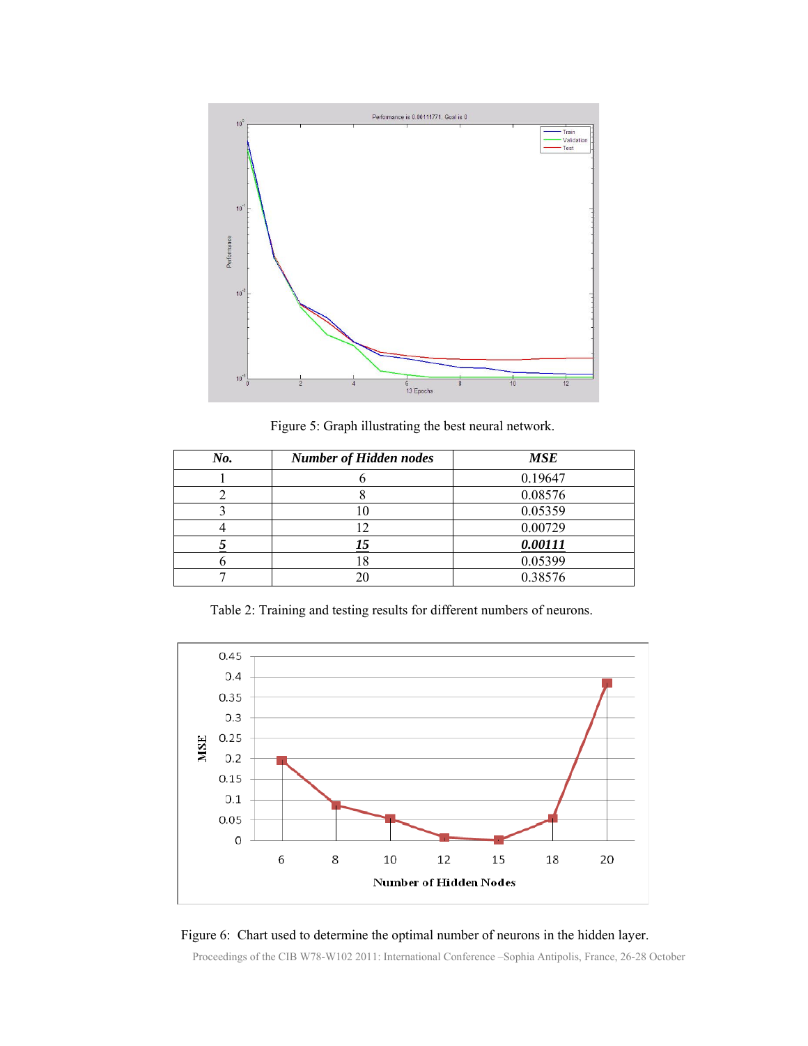Figure 5: Graph illustrating the best neural network.

| No. | Number of Hidden nodes | MSE |
|---|---|---|
| 1 | 6 | 0.19647 |
| 2 | 8 | 0.08576 |
| 3 | 10 | 0.05359 |
| 4 | 12 | 0.00729 |
| ***5*** | ***15*** | ***0.00111*** |
| 6 | 18 | 0.05399 |
| 7 | 20 | 0.38576 |

Table 2: Training and testing results for different numbers of neurons.

Figure 6: Chart used to determine the optimal number of neurons in the hidden layer.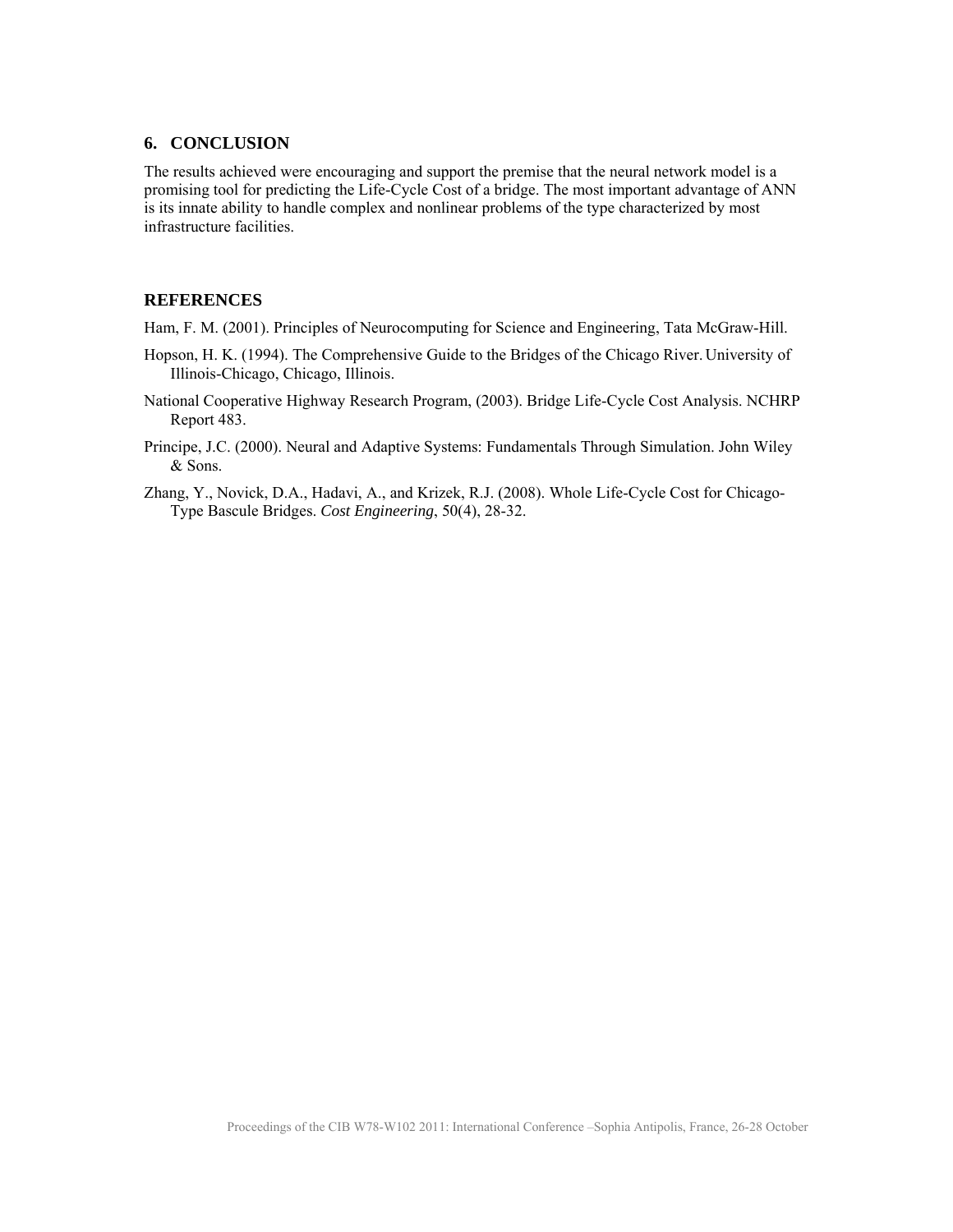## 6. CONCLUSION

The results achieved were encouraging and support the premise that the neural network model is a promising tool for predicting the Life-Cycle Cost of a bridge. The most important advantage of ANN is its innate ability to handle complex and nonlinear problems of the type characterized by most infrastructure facilities.

## REFERENCES

Ham, F. M. (2001). Principles of Neurocomputing for Science and Engineering, Tata McGraw-Hill.

Hopson, H. K. (1994). The Comprehensive Guide to the Bridges of the Chicago River. University of Illinois-Chicago, Chicago, Illinois.

National Cooperative Highway Research Program, (2003). Bridge Life-Cycle Cost Analysis. NCHRP Report 483.

Principe, J.C. (2000). Neural and Adaptive Systems: Fundamentals Through Simulation. John Wiley & Sons.

Zhang, Y., Novick, D.A., Hadavi, A., and Krizek, R.J. (2008). Whole Life-Cycle Cost for Chicago-Type Bascule Bridges. *Cost Engineering*, 50(4), 28-32.